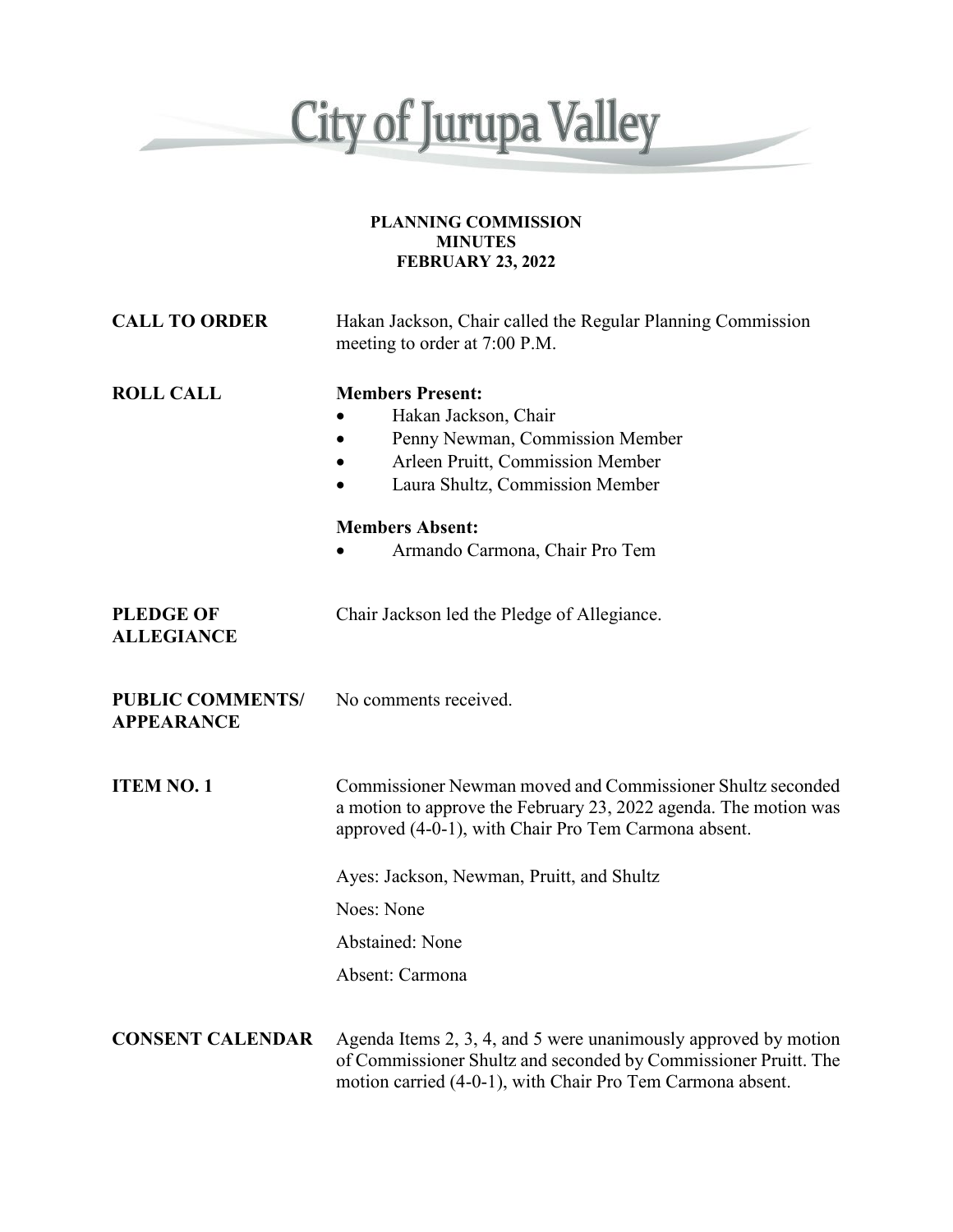# City of Jurupa Valley

**PLANNING COMMISSION**
**MINUTES**
**FEBRUARY 23, 2022**

**CALL TO ORDER** Hakan Jackson, Chair called the Regular Planning Commission meeting to order at 7:00 P.M.

**ROLL CALL**

**Members Present:**

- Hakan Jackson, Chair
- Penny Newman, Commission Member
- Arleen Pruitt, Commission Member
- Laura Shultz, Commission Member

**Members Absent:**

- Armando Carmona, Chair Pro Tem

**PLEDGE OF ALLEGIANCE** Chair Jackson led the Pledge of Allegiance.

**PUBLIC COMMENTS/ APPEARANCE** No comments received.

**ITEM NO. 1** Commissioner Newman moved and Commissioner Shultz seconded a motion to approve the February 23, 2022 agenda. The motion was approved (4-0-1), with Chair Pro Tem Carmona absent.

Ayes: Jackson, Newman, Pruitt, and Shultz

Noes: None

Abstained: None

Absent: Carmona

**CONSENT CALENDAR** Agenda Items 2, 3, 4, and 5 were unanimously approved by motion of Commissioner Shultz and seconded by Commissioner Pruitt. The motion carried (4-0-1), with Chair Pro Tem Carmona absent.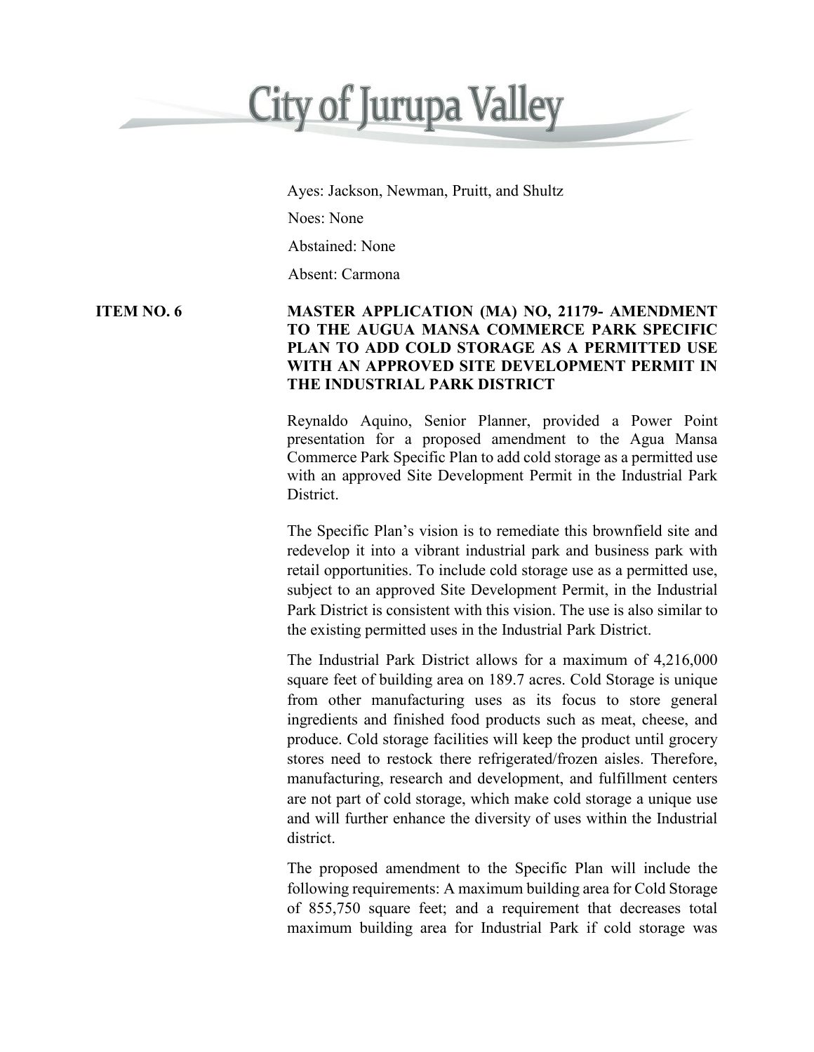Ayes: Jackson, Newman, Pruitt, and Shultz

Noes: None

Abstained: None

Absent: Carmona

**ITEM NO. 6** **MASTER APPLICATION (MA) NO, 21179- AMENDMENT TO THE AUGUA MANSA COMMERCE PARK SPECIFIC PLAN TO ADD COLD STORAGE AS A PERMITTED USE WITH AN APPROVED SITE DEVELOPMENT PERMIT IN THE INDUSTRIAL PARK DISTRICT**

Reynaldo Aquino, Senior Planner, provided a Power Point presentation for a proposed amendment to the Agua Mansa Commerce Park Specific Plan to add cold storage as a permitted use with an approved Site Development Permit in the Industrial Park District.

The Specific Plan's vision is to remediate this brownfield site and redevelop it into a vibrant industrial park and business park with retail opportunities. To include cold storage use as a permitted use, subject to an approved Site Development Permit, in the Industrial Park District is consistent with this vision. The use is also similar to the existing permitted uses in the Industrial Park District.

The Industrial Park District allows for a maximum of 4,216,000 square feet of building area on 189.7 acres. Cold Storage is unique from other manufacturing uses as its focus to store general ingredients and finished food products such as meat, cheese, and produce. Cold storage facilities will keep the product until grocery stores need to restock there refrigerated/frozen aisles. Therefore, manufacturing, research and development, and fulfillment centers are not part of cold storage, which make cold storage a unique use and will further enhance the diversity of uses within the Industrial district.

The proposed amendment to the Specific Plan will include the following requirements: A maximum building area for Cold Storage of 855,750 square feet; and a requirement that decreases total maximum building area for Industrial Park if cold storage was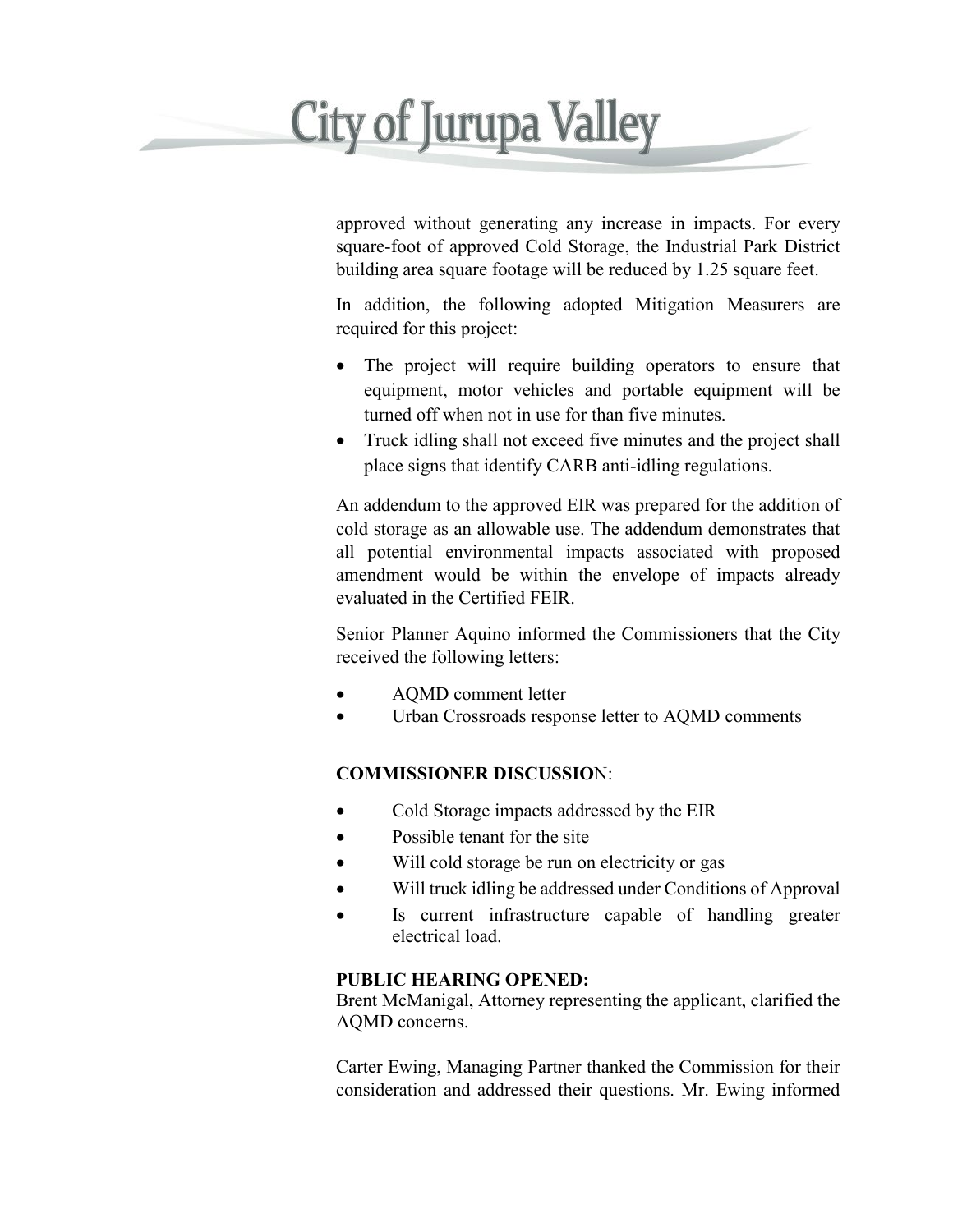approved without generating any increase in impacts. For every square-foot of approved Cold Storage, the Industrial Park District building area square footage will be reduced by 1.25 square feet.

In addition, the following adopted Mitigation Measurers are required for this project:

- The project will require building operators to ensure that equipment, motor vehicles and portable equipment will be turned off when not in use for than five minutes.
- Truck idling shall not exceed five minutes and the project shall place signs that identify CARB anti-idling regulations.

An addendum to the approved EIR was prepared for the addition of cold storage as an allowable use. The addendum demonstrates that all potential environmental impacts associated with proposed amendment would be within the envelope of impacts already evaluated in the Certified FEIR.

Senior Planner Aquino informed the Commissioners that the City received the following letters:

- AQMD comment letter
- Urban Crossroads response letter to AQMD comments

**COMMISSIONER DISCUSSIO**N:

- Cold Storage impacts addressed by the EIR
- Possible tenant for the site
- Will cold storage be run on electricity or gas
- Will truck idling be addressed under Conditions of Approval
- Is current infrastructure capable of handling greater electrical load.

**PUBLIC HEARING OPENED:**
Brent McManigal, Attorney representing the applicant, clarified the AQMD concerns.

Carter Ewing, Managing Partner thanked the Commission for their consideration and addressed their questions. Mr. Ewing informed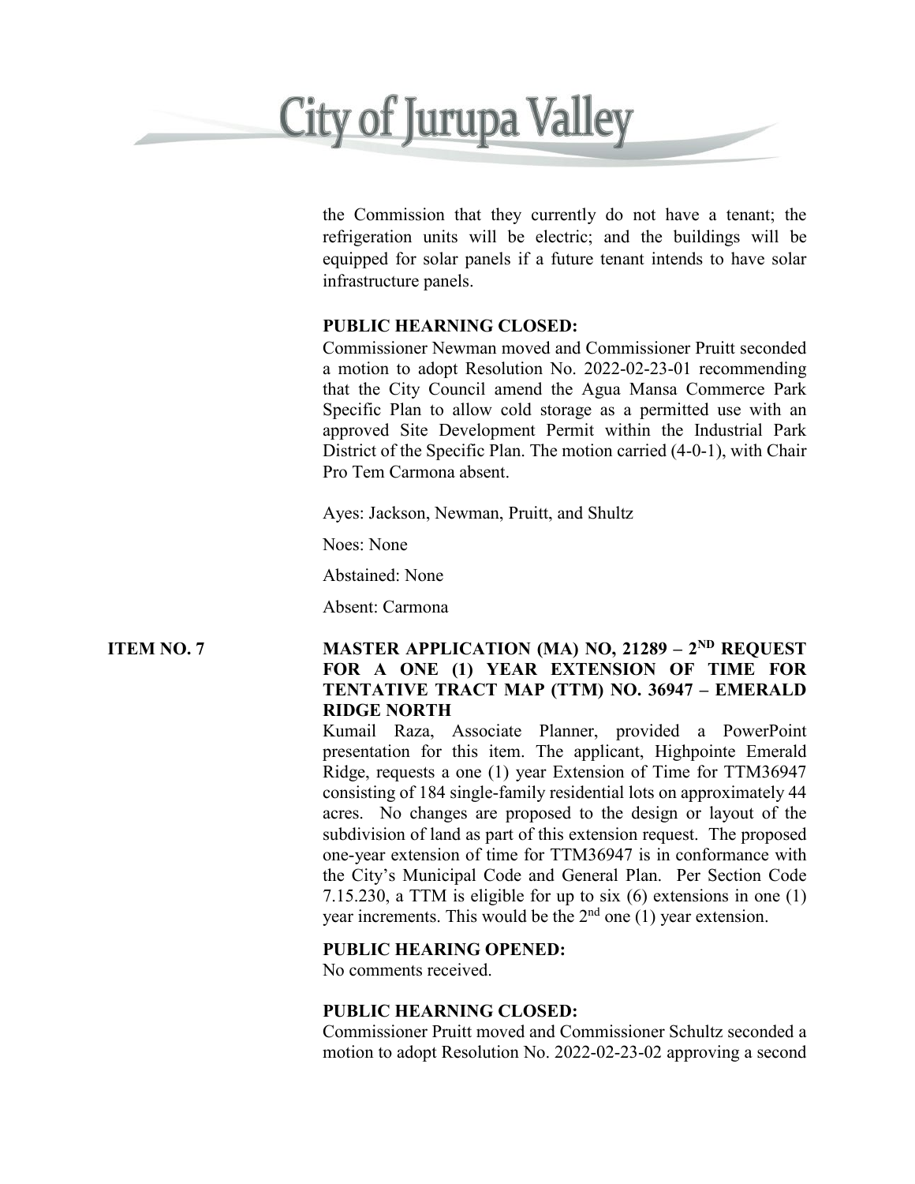the Commission that they currently do not have a tenant; the refrigeration units will be electric; and the buildings will be equipped for solar panels if a future tenant intends to have solar infrastructure panels.

**PUBLIC HEARNING CLOSED:**

Commissioner Newman moved and Commissioner Pruitt seconded a motion to adopt Resolution No. 2022-02-23-01 recommending that the City Council amend the Agua Mansa Commerce Park Specific Plan to allow cold storage as a permitted use with an approved Site Development Permit within the Industrial Park District of the Specific Plan. The motion carried (4-0-1), with Chair Pro Tem Carmona absent.

Ayes: Jackson, Newman, Pruitt, and Shultz

Noes: None

Abstained: None

Absent: Carmona

**ITEM NO. 7** **MASTER APPLICATION (MA) NO, 21289 – 2ND REQUEST FOR A ONE (1) YEAR EXTENSION OF TIME FOR TENTATIVE TRACT MAP (TTM) NO. 36947 – EMERALD RIDGE NORTH**

Kumail Raza, Associate Planner, provided a PowerPoint presentation for this item. The applicant, Highpointe Emerald Ridge, requests a one (1) year Extension of Time for TTM36947 consisting of 184 single-family residential lots on approximately 44 acres. No changes are proposed to the design or layout of the subdivision of land as part of this extension request. The proposed one-year extension of time for TTM36947 is in conformance with the City's Municipal Code and General Plan. Per Section Code 7.15.230, a TTM is eligible for up to six (6) extensions in one (1) year increments. This would be the 2nd one (1) year extension.

**PUBLIC HEARING OPENED:**

No comments received.

**PUBLIC HEARING CLOSED:**

Commissioner Pruitt moved and Commissioner Schultz seconded a motion to adopt Resolution No. 2022-02-23-02 approving a second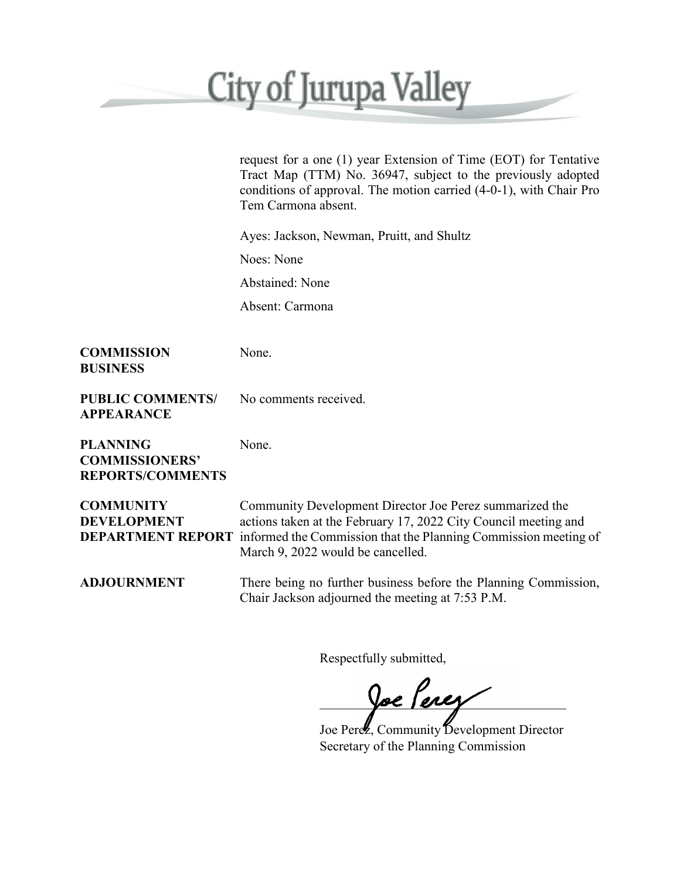request for a one (1) year Extension of Time (EOT) for Tentative Tract Map (TTM) No. 36947, subject to the previously adopted conditions of approval. The motion carried (4-0-1), with Chair Pro Tem Carmona absent.

Ayes: Jackson, Newman, Pruitt, and Shultz

Noes: None

Abstained: None

Absent: Carmona

**COMMISSION BUSINESS**

None.

**PUBLIC COMMENTS/ APPEARANCE**

No comments received.

**PLANNING COMMISSIONERS' REPORTS/COMMENTS**

None.

**COMMUNITY DEVELOPMENT DEPARTMENT REPORT**

Community Development Director Joe Perez summarized the actions taken at the February 17, 2022 City Council meeting and informed the Commission that the Planning Commission meeting of March 9, 2022 would be cancelled.

**ADJOURNMENT**

There being no further business before the Planning Commission, Chair Jackson adjourned the meeting at 7:53 P.M.

Respectfully submitted,

Joe Perez, Community Development Director
Secretary of the Planning Commission